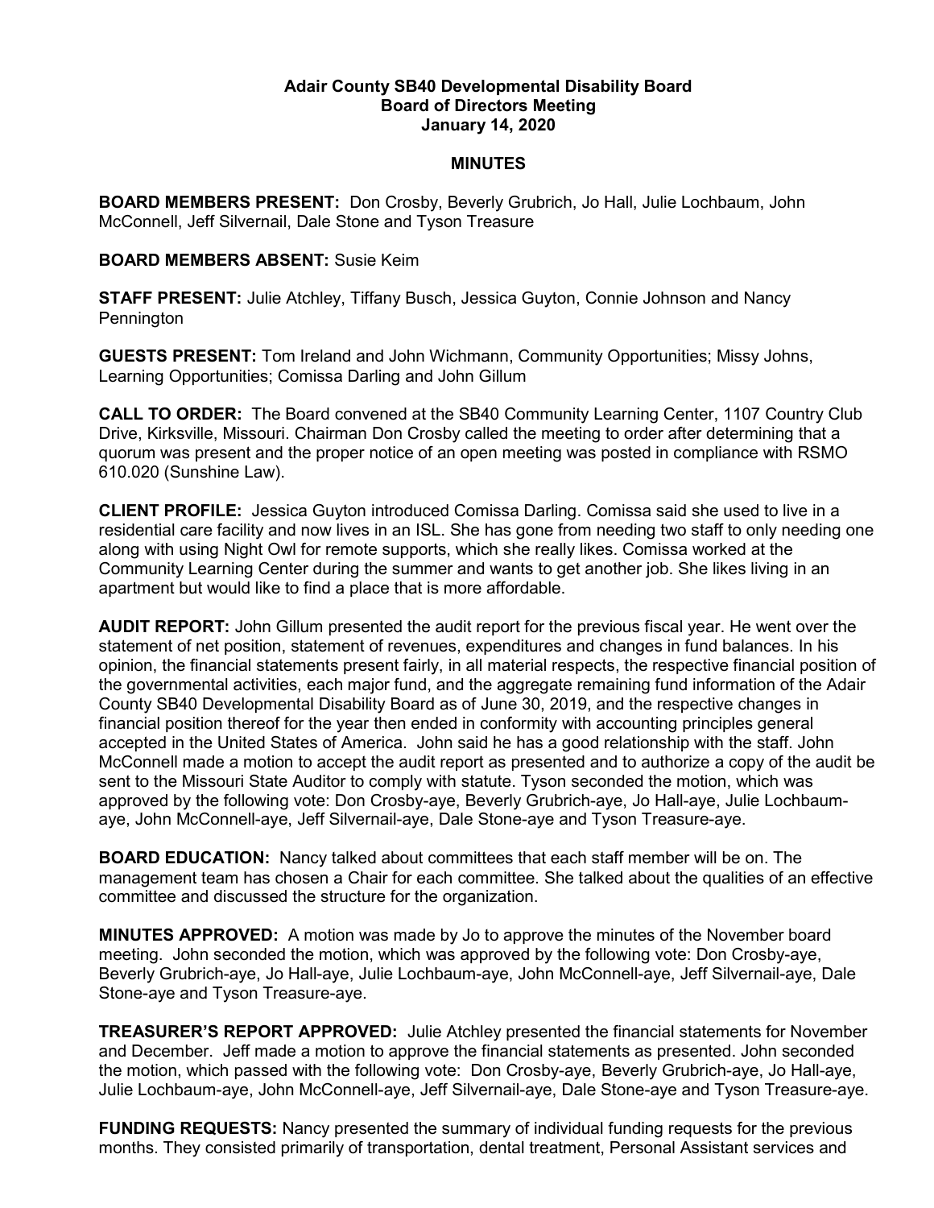**Adair County SB40 Developmental Disability Board**
**Board of Directors Meeting**
**January 14, 2020**

**MINUTES**

**BOARD MEMBERS PRESENT:** Don Crosby, Beverly Grubrich, Jo Hall, Julie Lochbaum, John McConnell, Jeff Silvernail, Dale Stone and Tyson Treasure

**BOARD MEMBERS ABSENT:** Susie Keim

**STAFF PRESENT:** Julie Atchley, Tiffany Busch, Jessica Guyton, Connie Johnson and Nancy Pennington

**GUESTS PRESENT:** Tom Ireland and John Wichmann, Community Opportunities; Missy Johns, Learning Opportunities; Comissa Darling and John Gillum

**CALL TO ORDER:** The Board convened at the SB40 Community Learning Center, 1107 Country Club Drive, Kirksville, Missouri. Chairman Don Crosby called the meeting to order after determining that a quorum was present and the proper notice of an open meeting was posted in compliance with RSMO 610.020 (Sunshine Law).

**CLIENT PROFILE:** Jessica Guyton introduced Comissa Darling. Comissa said she used to live in a residential care facility and now lives in an ISL. She has gone from needing two staff to only needing one along with using Night Owl for remote supports, which she really likes. Comissa worked at the Community Learning Center during the summer and wants to get another job. She likes living in an apartment but would like to find a place that is more affordable.

**AUDIT REPORT:** John Gillum presented the audit report for the previous fiscal year. He went over the statement of net position, statement of revenues, expenditures and changes in fund balances. In his opinion, the financial statements present fairly, in all material respects, the respective financial position of the governmental activities, each major fund, and the aggregate remaining fund information of the Adair County SB40 Developmental Disability Board as of June 30, 2019, and the respective changes in financial position thereof for the year then ended in conformity with accounting principles general accepted in the United States of America. John said he has a good relationship with the staff. John McConnell made a motion to accept the audit report as presented and to authorize a copy of the audit be sent to the Missouri State Auditor to comply with statute. Tyson seconded the motion, which was approved by the following vote: Don Crosby-aye, Beverly Grubrich-aye, Jo Hall-aye, Julie Lochbaum-aye, John McConnell-aye, Jeff Silvernail-aye, Dale Stone-aye and Tyson Treasure-aye.

**BOARD EDUCATION:** Nancy talked about committees that each staff member will be on. The management team has chosen a Chair for each committee. She talked about the qualities of an effective committee and discussed the structure for the organization.

**MINUTES APPROVED:** A motion was made by Jo to approve the minutes of the November board meeting. John seconded the motion, which was approved by the following vote: Don Crosby-aye, Beverly Grubrich-aye, Jo Hall-aye, Julie Lochbaum-aye, John McConnell-aye, Jeff Silvernail-aye, Dale Stone-aye and Tyson Treasure-aye.

**TREASURER'S REPORT APPROVED:** Julie Atchley presented the financial statements for November and December. Jeff made a motion to approve the financial statements as presented. John seconded the motion, which passed with the following vote: Don Crosby-aye, Beverly Grubrich-aye, Jo Hall-aye, Julie Lochbaum-aye, John McConnell-aye, Jeff Silvernail-aye, Dale Stone-aye and Tyson Treasure-aye.

**FUNDING REQUESTS:** Nancy presented the summary of individual funding requests for the previous months. They consisted primarily of transportation, dental treatment, Personal Assistant services and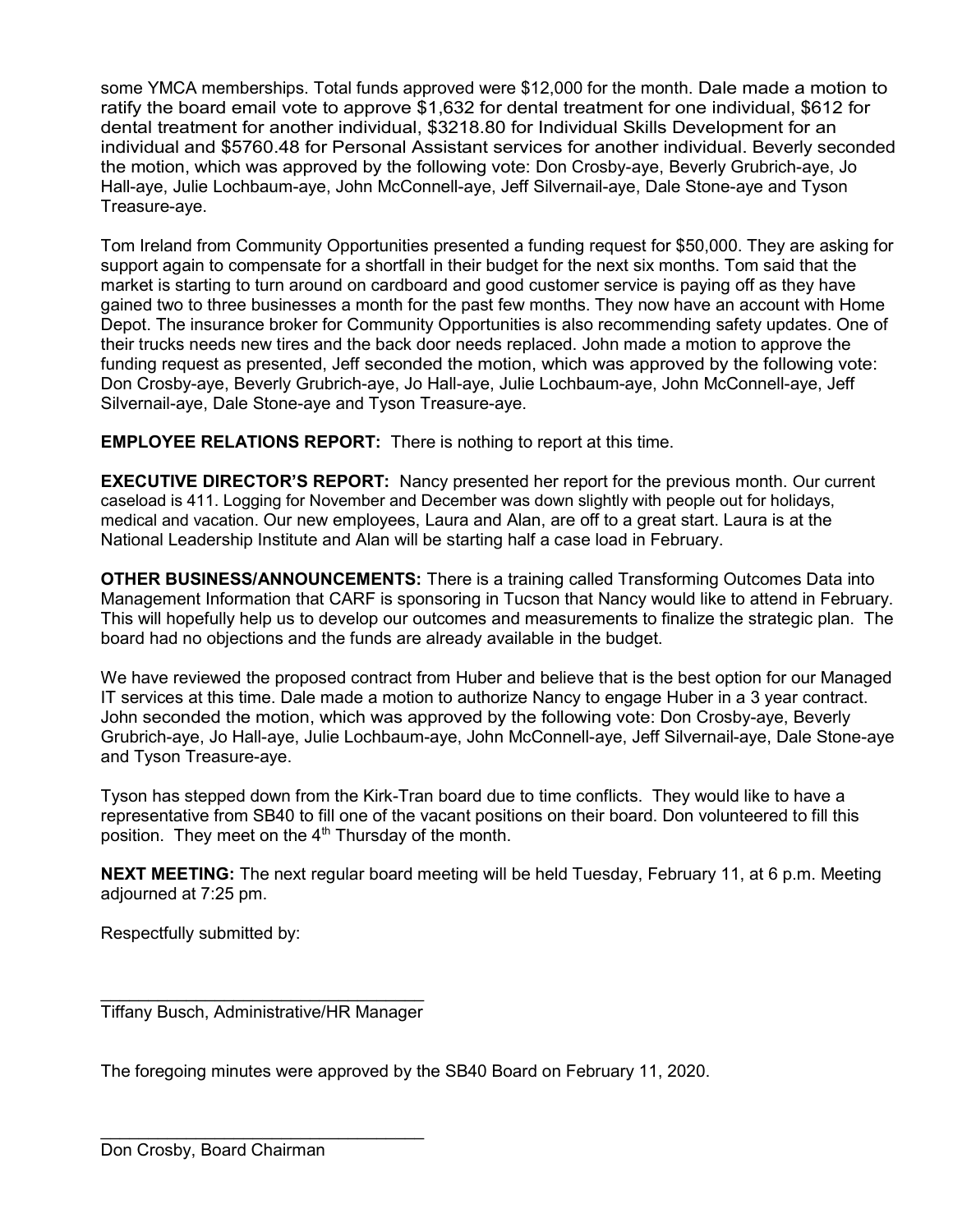some YMCA memberships. Total funds approved were $12,000 for the month. Dale made a motion to ratify the board email vote to approve $1,632 for dental treatment for one individual, $612 for dental treatment for another individual, $3218.80 for Individual Skills Development for an individual and $5760.48 for Personal Assistant services for another individual. Beverly seconded the motion, which was approved by the following vote: Don Crosby-aye, Beverly Grubrich-aye, Jo Hall-aye, Julie Lochbaum-aye, John McConnell-aye, Jeff Silvernail-aye, Dale Stone-aye and Tyson Treasure-aye.

Tom Ireland from Community Opportunities presented a funding request for $50,000. They are asking for support again to compensate for a shortfall in their budget for the next six months. Tom said that the market is starting to turn around on cardboard and good customer service is paying off as they have gained two to three businesses a month for the past few months. They now have an account with Home Depot. The insurance broker for Community Opportunities is also recommending safety updates. One of their trucks needs new tires and the back door needs replaced. John made a motion to approve the funding request as presented, Jeff seconded the motion, which was approved by the following vote: Don Crosby-aye, Beverly Grubrich-aye, Jo Hall-aye, Julie Lochbaum-aye, John McConnell-aye, Jeff Silvernail-aye, Dale Stone-aye and Tyson Treasure-aye.

**EMPLOYEE RELATIONS REPORT:** There is nothing to report at this time.

**EXECUTIVE DIRECTOR'S REPORT:** Nancy presented her report for the previous month. Our current caseload is 411. Logging for November and December was down slightly with people out for holidays, medical and vacation. Our new employees, Laura and Alan, are off to a great start. Laura is at the National Leadership Institute and Alan will be starting half a case load in February.

**OTHER BUSINESS/ANNOUNCEMENTS:** There is a training called Transforming Outcomes Data into Management Information that CARF is sponsoring in Tucson that Nancy would like to attend in February. This will hopefully help us to develop our outcomes and measurements to finalize the strategic plan. The board had no objections and the funds are already available in the budget.

We have reviewed the proposed contract from Huber and believe that is the best option for our Managed IT services at this time. Dale made a motion to authorize Nancy to engage Huber in a 3 year contract. John seconded the motion, which was approved by the following vote: Don Crosby-aye, Beverly Grubrich-aye, Jo Hall-aye, Julie Lochbaum-aye, John McConnell-aye, Jeff Silvernail-aye, Dale Stone-aye and Tyson Treasure-aye.

Tyson has stepped down from the Kirk-Tran board due to time conflicts. They would like to have a representative from SB40 to fill one of the vacant positions on their board. Don volunteered to fill this position. They meet on the 4th Thursday of the month.

**NEXT MEETING:** The next regular board meeting will be held Tuesday, February 11, at 6 p.m. Meeting adjourned at 7:25 pm.

Respectfully submitted by:

\_\_\_\_\_\_\_\_\_\_\_\_\_\_\_\_\_\_\_\_\_\_\_\_\_\_\_\_\_\_\_\_\_\_\_\_
Tiffany Busch, Administrative/HR Manager

The foregoing minutes were approved by the SB40 Board on February 11, 2020.

\_\_\_\_\_\_\_\_\_\_\_\_\_\_\_\_\_\_\_\_\_\_\_\_\_\_\_\_\_\_\_\_\_\_\_\_
Don Crosby, Board Chairman